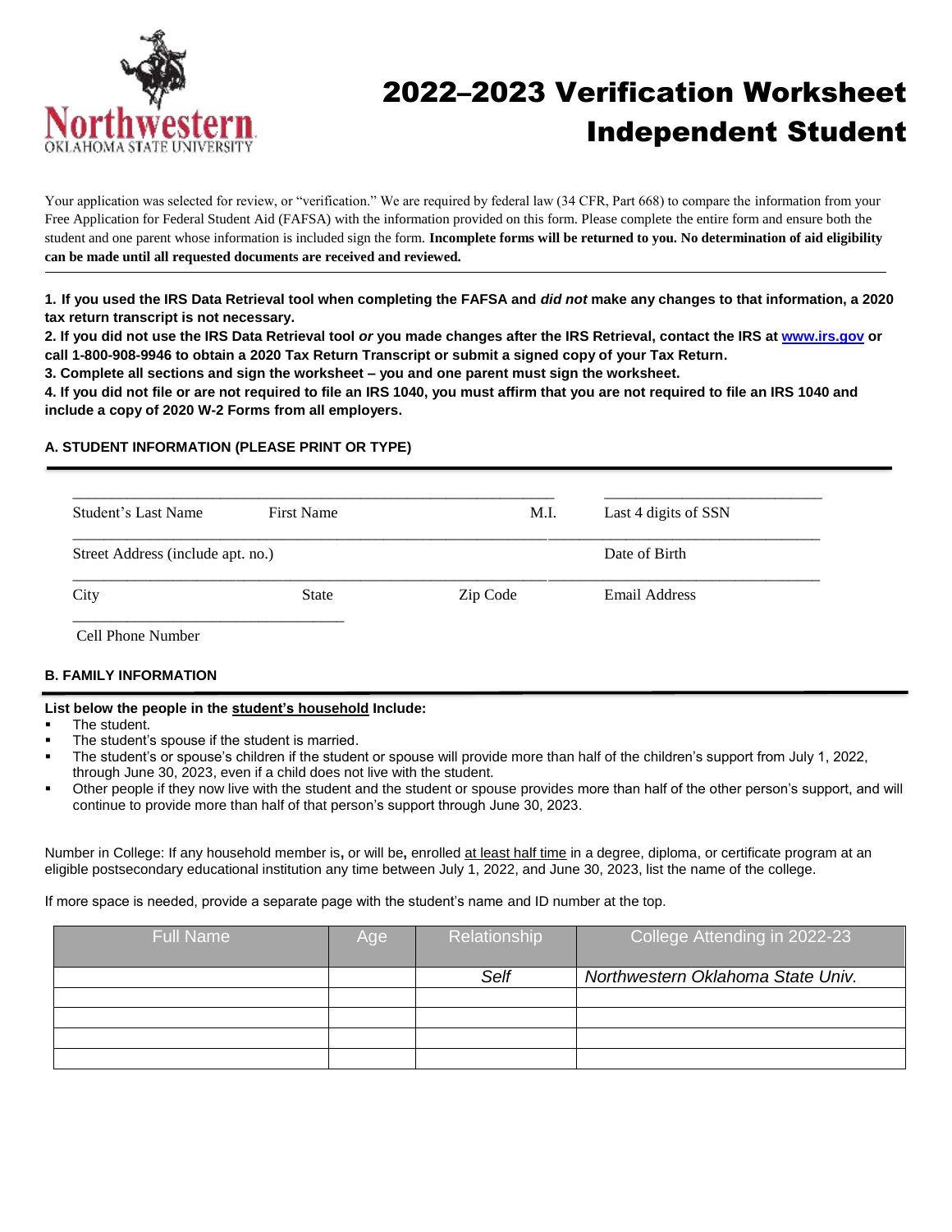# 2022–2023 Verification Worksheet Independent Student

Northwestern Oklahoma State University

Your application was selected for review, or "verification." We are required by federal law (34 CFR, Part 668) to compare the information from your Free Application for Federal Student Aid (FAFSA) with the information provided on this form. Please complete the entire form and ensure both the student and one parent whose information is included sign the form. **Incomplete forms will be returned to you. No determination of aid eligibility can be made until all requested documents are received and reviewed.**

**1. If you used the IRS Data Retrieval tool when completing the FAFSA and *did not* make any changes to that information, a 2020 tax return transcript is not necessary.**

**2. If you did not use the IRS Data Retrieval tool *or* you made changes after the IRS Retrieval, contact the IRS at www.irs.gov or call 1-800-908-9946 to obtain a 2020 Tax Return Transcript or submit a signed copy of your Tax Return.**

**3. Complete all sections and sign the worksheet – you and one parent must sign the worksheet.**

**4. If you did not file or are not required to file an IRS 1040, you must affirm that you are not required to file an IRS 1040 and include a copy of 2020 W-2 Forms from all employers.**

## A. STUDENT INFORMATION (PLEASE PRINT OR TYPE)

Student's Last Name ____ First Name ____ M.I. ____ Last 4 digits of SSN ____

Street Address (include apt. no.) ____ Date of Birth ____

City ____ State ____ Zip Code ____ Email Address ____

Cell Phone Number ____

## B. FAMILY INFORMATION

**List below the people in the student's household Include:**

- The student.
- The student's spouse if the student is married.
- The student's or spouse's children if the student or spouse will provide more than half of the children's support from July 1, 2022, through June 30, 2023, even if a child does not live with the student.
- Other people if they now live with the student and the student or spouse provides more than half of the other person's support, and will continue to provide more than half of that person's support through June 30, 2023.

Number in College: If any household member is, or will be, enrolled at least half time in a degree, diploma, or certificate program at an eligible postsecondary educational institution any time between July 1, 2022, and June 30, 2023, list the name of the college.

If more space is needed, provide a separate page with the student's name and ID number at the top.

| Full Name | Age | Relationship | College Attending in 2022-23 |
|---|---|---|---|
| | | *Self* | *Northwestern Oklahoma State Univ.* |
| | | | |
| | | | |
| | | | |
| | | | |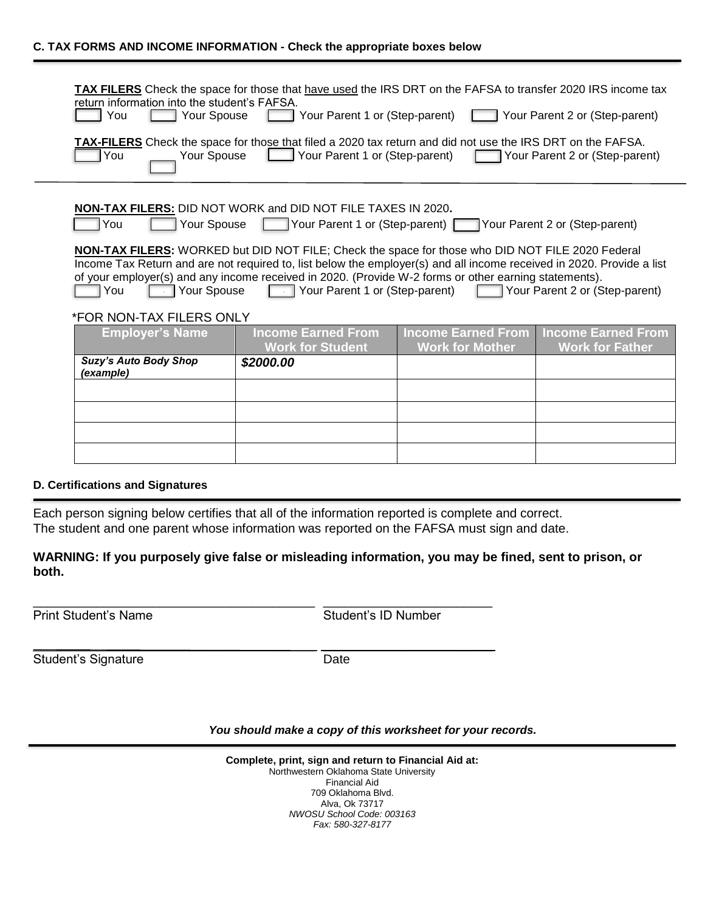### C. TAX FORMS AND INCOME INFORMATION - Check the appropriate boxes below

**TAX FILERS** Check the space for those that have used the IRS DRT on the FAFSA to transfer 2020 IRS income tax return information into the student's FAFSA.

☐ You ☐ Your Spouse ☐ Your Parent 1 or (Step-parent) ☐ Your Parent 2 or (Step-parent)

**TAX-FILERS** Check the space for those that filed a 2020 tax return and did not use the IRS DRT on the FAFSA.

☐ You ☐ Your Spouse ☐ Your Parent 1 or (Step-parent) ☐ Your Parent 2 or (Step-parent)

**NON-TAX FILERS:** DID NOT WORK and DID NOT FILE TAXES IN 2020**.**

☐ You ☐ Your Spouse ☐ Your Parent 1 or (Step-parent) ☐ Your Parent 2 or (Step-parent)

**NON-TAX FILERS:** WORKED but DID NOT FILE; Check the space for those who DID NOT FILE 2020 Federal Income Tax Return and are not required to, list below the employer(s) and all income received in 2020. Provide a list of your employer(s) and any income received in 2020. (Provide W-2 forms or other earning statements).

☐ You ☐ Your Spouse ☐ Your Parent 1 or (Step-parent) ☐ Your Parent 2 or (Step-parent)

*FOR NON-TAX FILERS ONLY

| Employer's Name | Income Earned From Work for Student | Income Earned From Work for Mother | Income Earned From Work for Father |
|---|---|---|---|
| ***Suzy's Auto Body Shop (example)*** | ***$2000.00*** | | |
| | | | |
| | | | |
| | | | |
| | | | |

#### D. Certifications and Signatures

Each person signing below certifies that all of the information reported is complete and correct.
The student and one parent whose information was reported on the FAFSA must sign and date.

**WARNING: If you purposely give false or misleading information, you may be fined, sent to prison, or both.**

\_\_\_\_\_\_\_\_\_\_\_\_\_\_\_\_\_\_\_\_\_\_\_\_\_\_\_\_\_\_\_\_\_\_\_\_\_\_ \_\_\_\_\_\_\_\_\_\_\_\_\_\_\_\_\_\_\_\_\_\_\_\_

Print Student's Name Student's ID Number

\_\_\_\_\_\_\_\_\_\_\_\_\_\_\_\_\_\_\_\_\_\_\_\_\_\_\_\_\_\_\_\_\_\_\_\_\_\_ \_\_\_\_\_\_\_\_\_\_\_\_\_\_\_\_\_\_\_\_\_\_\_\_

Student's Signature Date

***You should make a copy of this worksheet for your records.***

**Complete, print, sign and return to Financial Aid at:**
Northwestern Oklahoma State University
Financial Aid
709 Oklahoma Blvd.
Alva, Ok 73717
*NWOSU School Code: 003163*
*Fax: 580-327-8177*